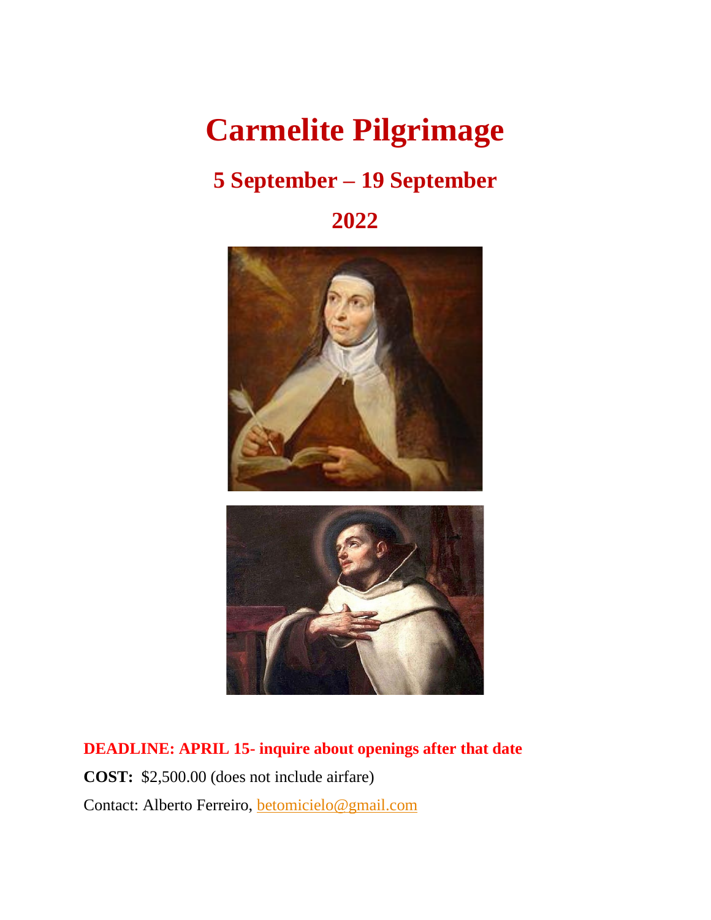# Carmelite Pilgrimage

## 5 September – 19 September

## 2022

**DEADLINE: APRIL 15- inquire about openings after that date**

**COST:** $2,500.00 (does not include airfare)

Contact: Alberto Ferreiro, betomicielo@gmail.com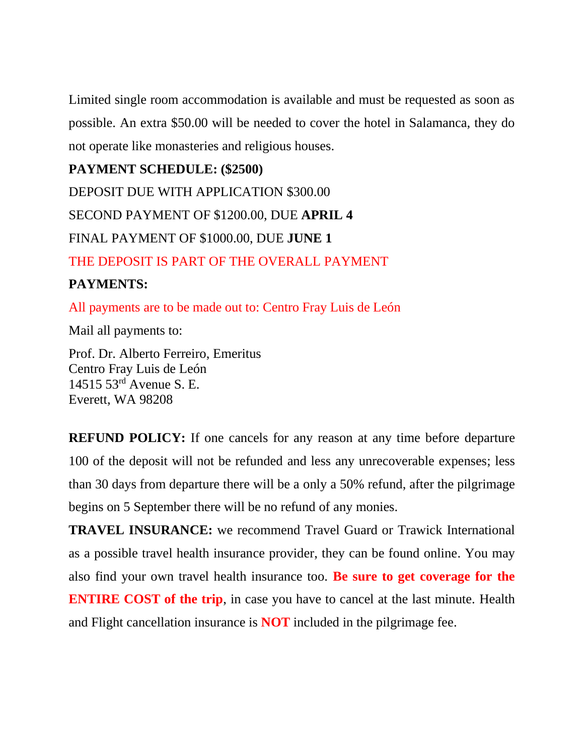Limited single room accommodation is available and must be requested as soon as possible. An extra $50.00 will be needed to cover the hotel in Salamanca, they do not operate like monasteries and religious houses.

**PAYMENT SCHEDULE: ($2500)**

DEPOSIT DUE WITH APPLICATION $300.00

SECOND PAYMENT OF $1200.00, DUE **APRIL 4**

FINAL PAYMENT OF $1000.00, DUE **JUNE 1**

THE DEPOSIT IS PART OF THE OVERALL PAYMENT

**PAYMENTS:**

All payments are to be made out to: Centro Fray Luis de León

Mail all payments to:

Prof. Dr. Alberto Ferreiro, Emeritus
Centro Fray Luis de León
14515 53rd Avenue S. E.
Everett, WA 98208

**REFUND POLICY:** If one cancels for any reason at any time before departure 100 of the deposit will not be refunded and less any unrecoverable expenses; less than 30 days from departure there will be a only a 50% refund, after the pilgrimage begins on 5 September there will be no refund of any monies.

**TRAVEL INSURANCE:** we recommend Travel Guard or Trawick International as a possible travel health insurance provider, they can be found online. You may also find your own travel health insurance too. **Be sure to get coverage for the ENTIRE COST of the trip**, in case you have to cancel at the last minute. Health and Flight cancellation insurance is **NOT** included in the pilgrimage fee.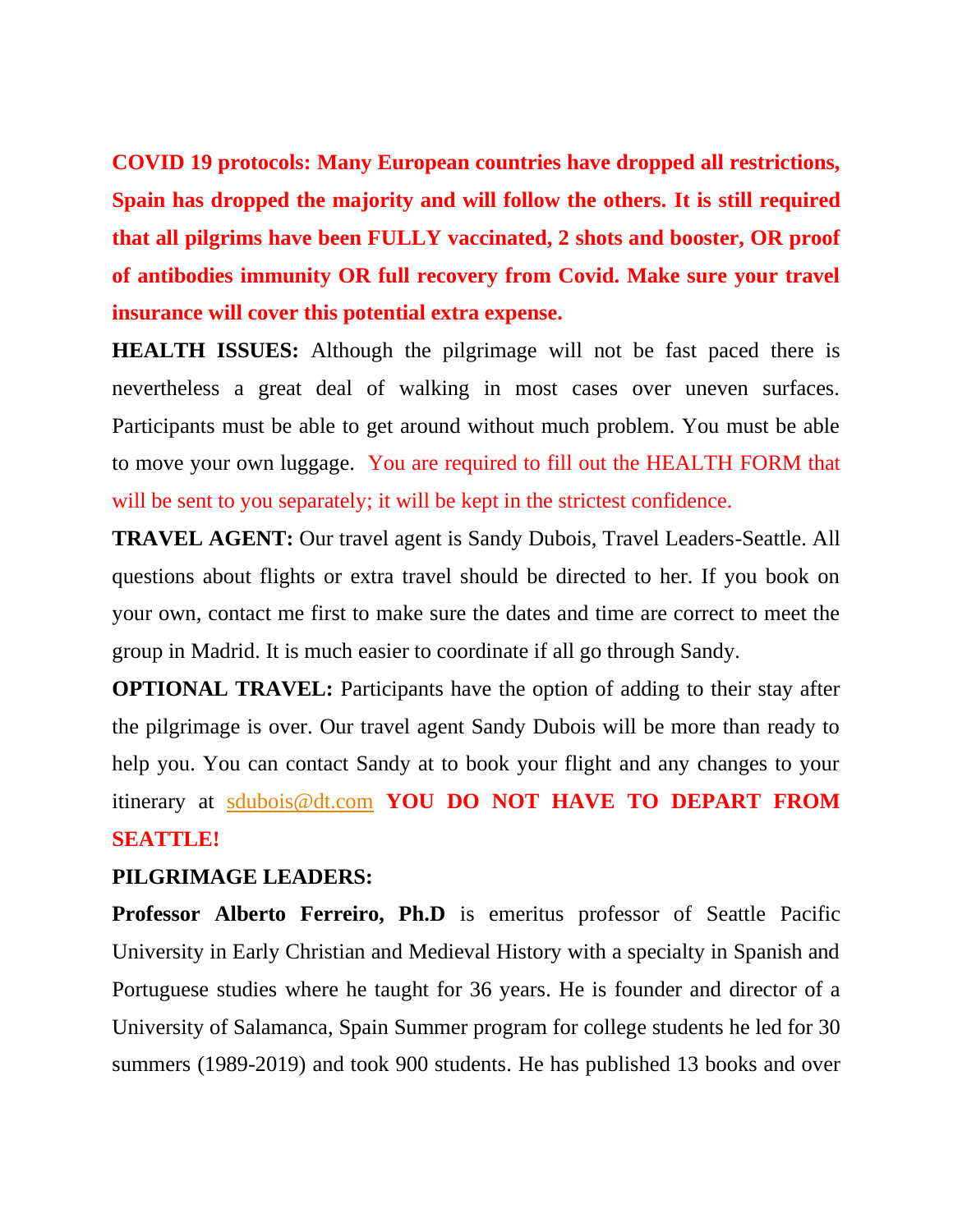**COVID 19 protocols: Many European countries have dropped all restrictions, Spain has dropped the majority and will follow the others. It is still required that all pilgrims have been FULLY vaccinated, 2 shots and booster, OR proof of antibodies immunity OR full recovery from Covid. Make sure your travel insurance will cover this potential extra expense.**

**HEALTH ISSUES:** Although the pilgrimage will not be fast paced there is nevertheless a great deal of walking in most cases over uneven surfaces. Participants must be able to get around without much problem. You must be able to move your own luggage. You are required to fill out the HEALTH FORM that will be sent to you separately; it will be kept in the strictest confidence.

**TRAVEL AGENT:** Our travel agent is Sandy Dubois, Travel Leaders-Seattle. All questions about flights or extra travel should be directed to her. If you book on your own, contact me first to make sure the dates and time are correct to meet the group in Madrid. It is much easier to coordinate if all go through Sandy.

**OPTIONAL TRAVEL:** Participants have the option of adding to their stay after the pilgrimage is over. Our travel agent Sandy Dubois will be more than ready to help you. You can contact Sandy at to book your flight and any changes to your itinerary at sdubois@dt.com **YOU DO NOT HAVE TO DEPART FROM SEATTLE!**

**PILGRIMAGE LEADERS:**

**Professor Alberto Ferreiro, Ph.D** is emeritus professor of Seattle Pacific University in Early Christian and Medieval History with a specialty in Spanish and Portuguese studies where he taught for 36 years. He is founder and director of a University of Salamanca, Spain Summer program for college students he led for 30 summers (1989-2019) and took 900 students. He has published 13 books and over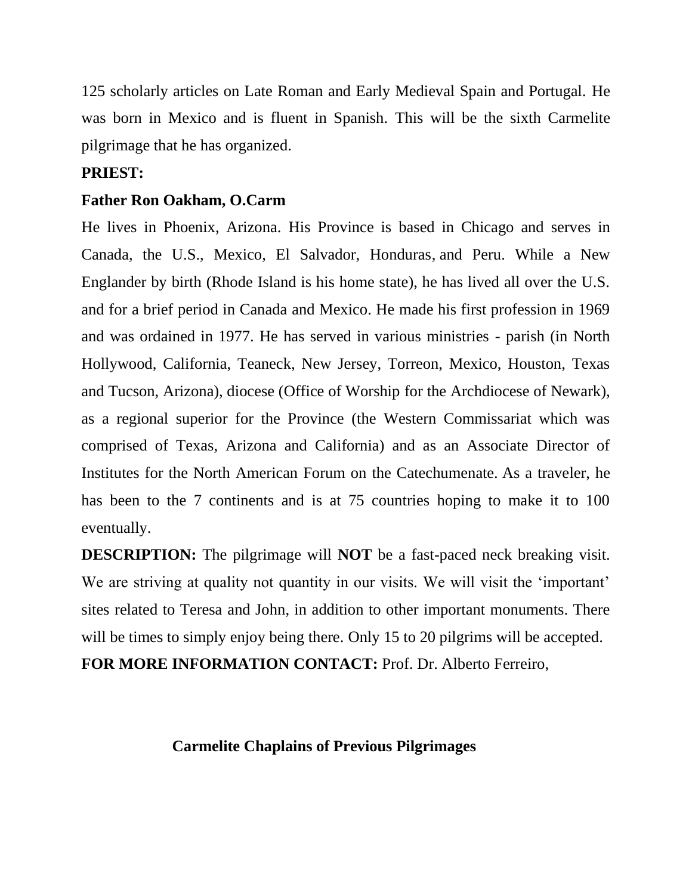125 scholarly articles on Late Roman and Early Medieval Spain and Portugal. He was born in Mexico and is fluent in Spanish. This will be the sixth Carmelite pilgrimage that he has organized.

**PRIEST:**

**Father Ron Oakham, O.Carm**

He lives in Phoenix, Arizona. His Province is based in Chicago and serves in Canada, the U.S., Mexico, El Salvador, Honduras, and Peru. While a New Englander by birth (Rhode Island is his home state), he has lived all over the U.S. and for a brief period in Canada and Mexico. He made his first profession in 1969 and was ordained in 1977. He has served in various ministries - parish (in North Hollywood, California, Teaneck, New Jersey, Torreon, Mexico, Houston, Texas and Tucson, Arizona), diocese (Office of Worship for the Archdiocese of Newark), as a regional superior for the Province (the Western Commissariat which was comprised of Texas, Arizona and California) and as an Associate Director of Institutes for the North American Forum on the Catechumenate. As a traveler, he has been to the 7 continents and is at 75 countries hoping to make it to 100 eventually.

**DESCRIPTION:** The pilgrimage will **NOT** be a fast-paced neck breaking visit. We are striving at quality not quantity in our visits. We will visit the 'important' sites related to Teresa and John, in addition to other important monuments. There will be times to simply enjoy being there. Only 15 to 20 pilgrims will be accepted.

**FOR MORE INFORMATION CONTACT:** Prof. Dr. Alberto Ferreiro,

**Carmelite Chaplains of Previous Pilgrimages**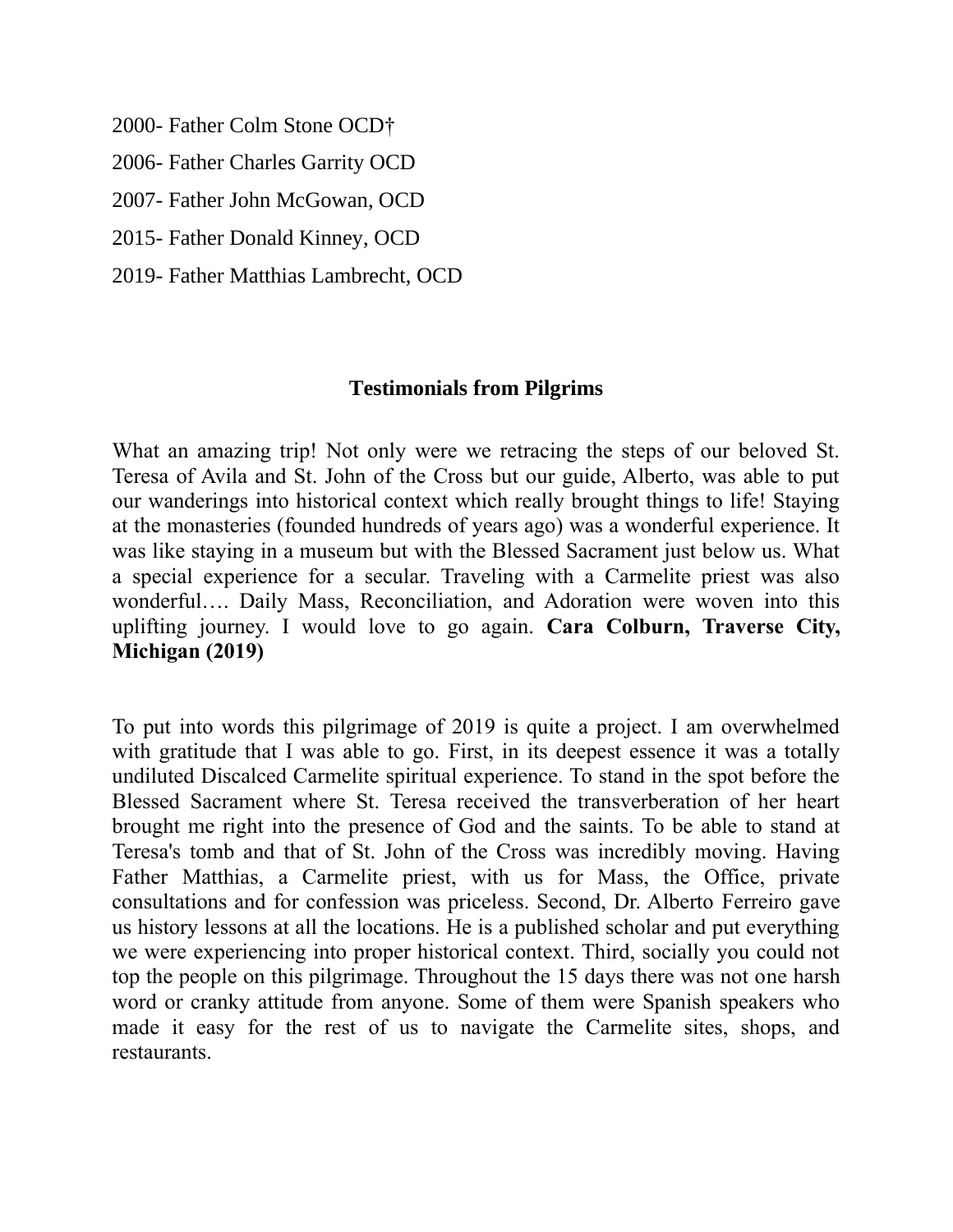2000- Father Colm Stone OCD†

2006- Father Charles Garrity OCD

2007- Father John McGowan, OCD

2015- Father Donald Kinney, OCD

2019- Father Matthias Lambrecht, OCD

## Testimonials from Pilgrims

What an amazing trip! Not only were we retracing the steps of our beloved St. Teresa of Avila and St. John of the Cross but our guide, Alberto, was able to put our wanderings into historical context which really brought things to life! Staying at the monasteries (founded hundreds of years ago) was a wonderful experience. It was like staying in a museum but with the Blessed Sacrament just below us. What a special experience for a secular. Traveling with a Carmelite priest was also wonderful…. Daily Mass, Reconciliation, and Adoration were woven into this uplifting journey. I would love to go again. **Cara Colburn, Traverse City, Michigan (2019)**

To put into words this pilgrimage of 2019 is quite a project. I am overwhelmed with gratitude that I was able to go. First, in its deepest essence it was a totally undiluted Discalced Carmelite spiritual experience. To stand in the spot before the Blessed Sacrament where St. Teresa received the transverberation of her heart brought me right into the presence of God and the saints. To be able to stand at Teresa's tomb and that of St. John of the Cross was incredibly moving. Having Father Matthias, a Carmelite priest, with us for Mass, the Office, private consultations and for confession was priceless. Second, Dr. Alberto Ferreiro gave us history lessons at all the locations. He is a published scholar and put everything we were experiencing into proper historical context. Third, socially you could not top the people on this pilgrimage. Throughout the 15 days there was not one harsh word or cranky attitude from anyone. Some of them were Spanish speakers who made it easy for the rest of us to navigate the Carmelite sites, shops, and restaurants.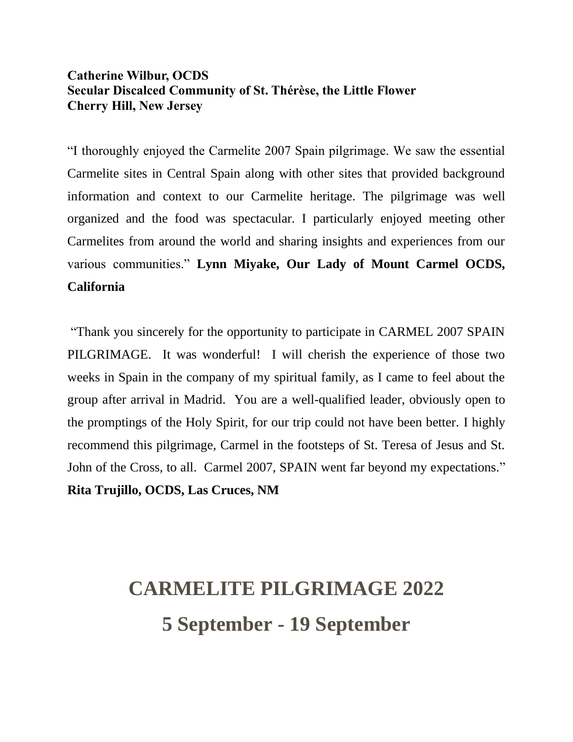**Catherine Wilbur, OCDS**
**Secular Discalced Community of St. Thérèse, the Little Flower**
**Cherry Hill, New Jersey**

"I thoroughly enjoyed the Carmelite 2007 Spain pilgrimage. We saw the essential Carmelite sites in Central Spain along with other sites that provided background information and context to our Carmelite heritage. The pilgrimage was well organized and the food was spectacular. I particularly enjoyed meeting other Carmelites from around the world and sharing insights and experiences from our various communities." **Lynn Miyake, Our Lady of Mount Carmel OCDS, California**

"Thank you sincerely for the opportunity to participate in CARMEL 2007 SPAIN PILGRIMAGE. It was wonderful! I will cherish the experience of those two weeks in Spain in the company of my spiritual family, as I came to feel about the group after arrival in Madrid. You are a well-qualified leader, obviously open to the promptings of the Holy Spirit, for our trip could not have been better. I highly recommend this pilgrimage, Carmel in the footsteps of St. Teresa of Jesus and St. John of the Cross, to all. Carmel 2007, SPAIN went far beyond my expectations." **Rita Trujillo, OCDS, Las Cruces, NM**

# CARMELITE PILGRIMAGE 2022

# 5 September - 19 September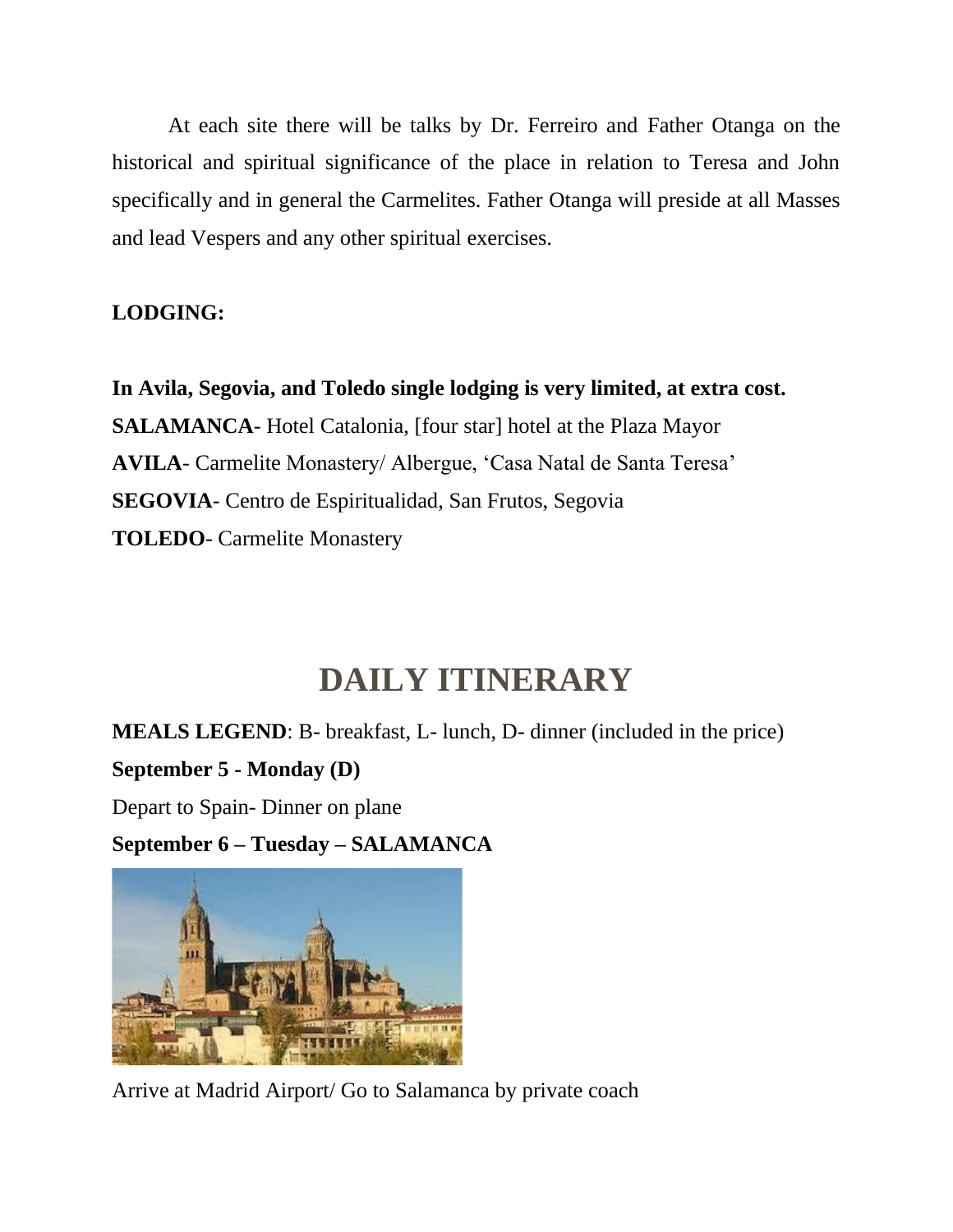At each site there will be talks by Dr. Ferreiro and Father Otanga on the historical and spiritual significance of the place in relation to Teresa and John specifically and in general the Carmelites. Father Otanga will preside at all Masses and lead Vespers and any other spiritual exercises.

**LODGING:**

**In Avila, Segovia, and Toledo single lodging is very limited, at extra cost.**
**SALAMANCA**- Hotel Catalonia, [four star] hotel at the Plaza Mayor
**AVILA**- Carmelite Monastery/ Albergue, 'Casa Natal de Santa Teresa'
**SEGOVIA**- Centro de Espiritualidad, San Frutos, Segovia
**TOLEDO**- Carmelite Monastery

# DAILY ITINERARY

**MEALS LEGEND**: B- breakfast, L- lunch, D- dinner (included in the price)

**September 5 - Monday (D)**

Depart to Spain- Dinner on plane

**September 6 – Tuesday – SALAMANCA**

Arrive at Madrid Airport/ Go to Salamanca by private coach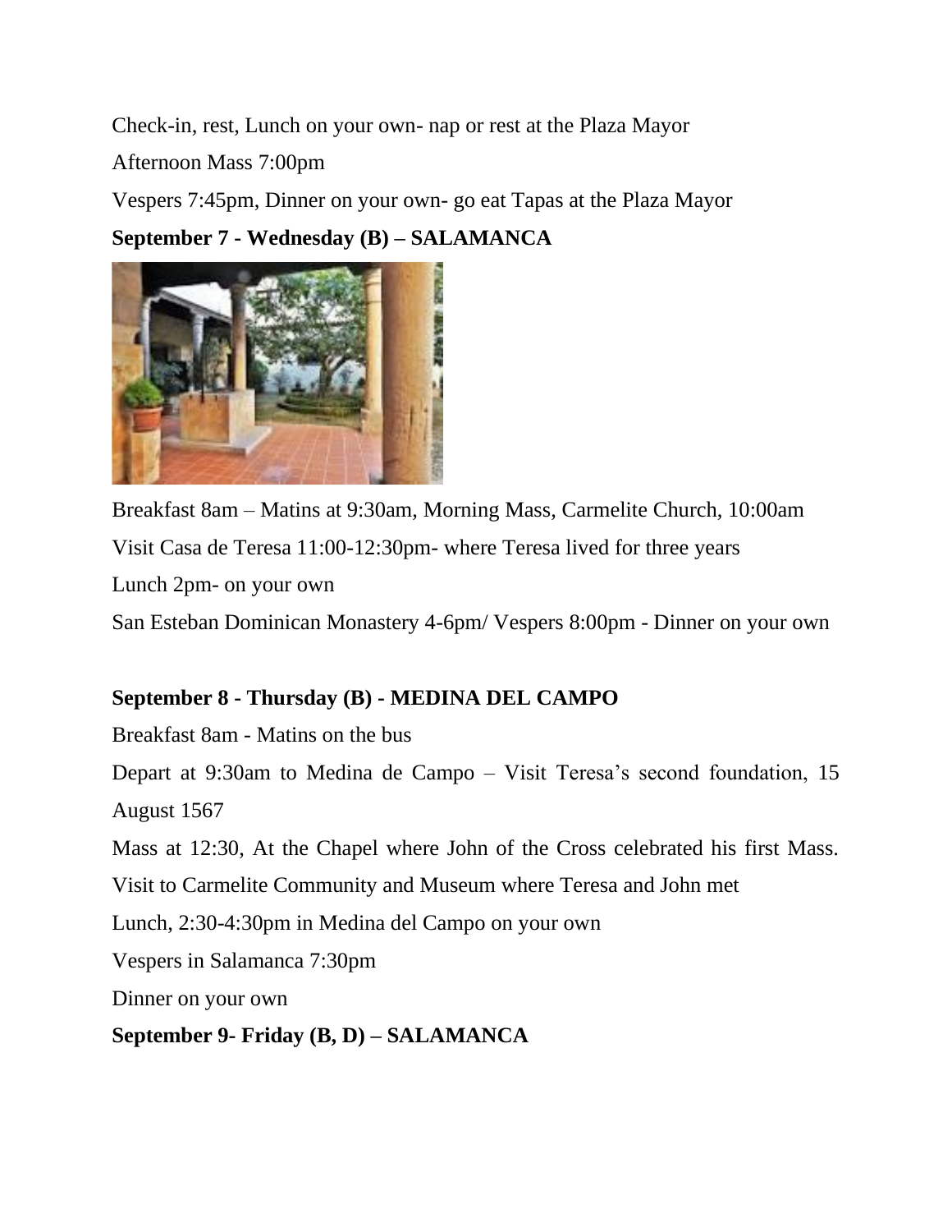Check-in, rest, Lunch on your own- nap or rest at the Plaza Mayor

Afternoon Mass 7:00pm

Vespers 7:45pm, Dinner on your own- go eat Tapas at the Plaza Mayor

**September 7 - Wednesday (B) – SALAMANCA**

Breakfast 8am – Matins at 9:30am, Morning Mass, Carmelite Church, 10:00am

Visit Casa de Teresa 11:00-12:30pm- where Teresa lived for three years

Lunch 2pm- on your own

San Esteban Dominican Monastery 4-6pm/ Vespers 8:00pm - Dinner on your own

**September 8 - Thursday (B) - MEDINA DEL CAMPO**

Breakfast 8am - Matins on the bus

Depart at 9:30am to Medina de Campo – Visit Teresa's second foundation, 15 August 1567

Mass at 12:30, At the Chapel where John of the Cross celebrated his first Mass.

Visit to Carmelite Community and Museum where Teresa and John met

Lunch, 2:30-4:30pm in Medina del Campo on your own

Vespers in Salamanca 7:30pm

Dinner on your own

**September 9- Friday (B, D) – SALAMANCA**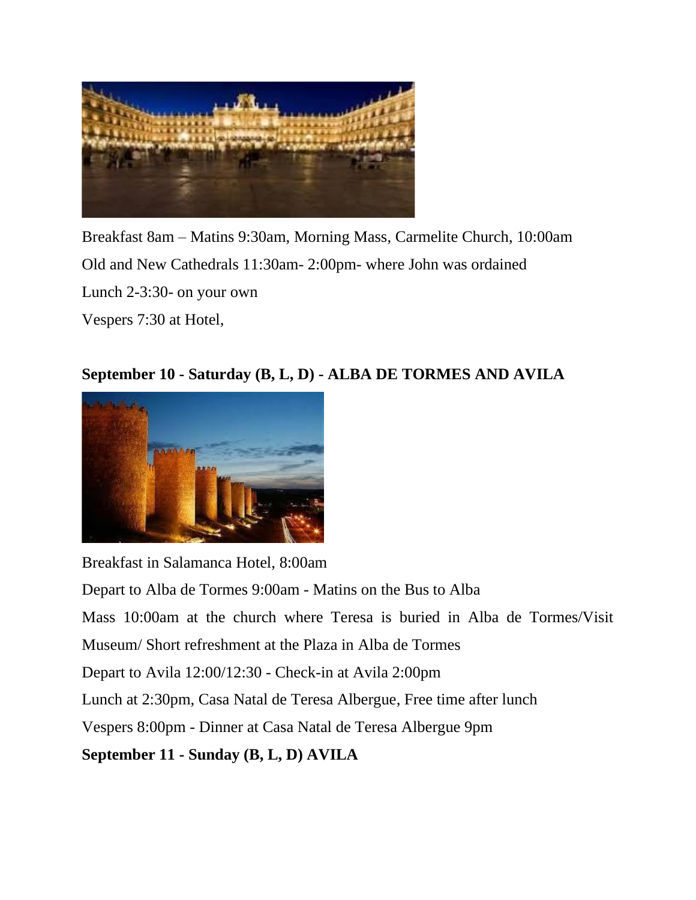Breakfast 8am – Matins 9:30am, Morning Mass, Carmelite Church, 10:00am

Old and New Cathedrals 11:30am- 2:00pm- where John was ordained

Lunch 2-3:30- on your own

Vespers 7:30 at Hotel,

**September 10 - Saturday (B, L, D) - ALBA DE TORMES AND AVILA**

Breakfast in Salamanca Hotel, 8:00am

Depart to Alba de Tormes 9:00am - Matins on the Bus to Alba

Mass 10:00am at the church where Teresa is buried in Alba de Tormes/Visit Museum/ Short refreshment at the Plaza in Alba de Tormes

Depart to Avila 12:00/12:30 - Check-in at Avila 2:00pm

Lunch at 2:30pm, Casa Natal de Teresa Albergue, Free time after lunch

Vespers 8:00pm - Dinner at Casa Natal de Teresa Albergue 9pm

**September 11 - Sunday (B, L, D) AVILA**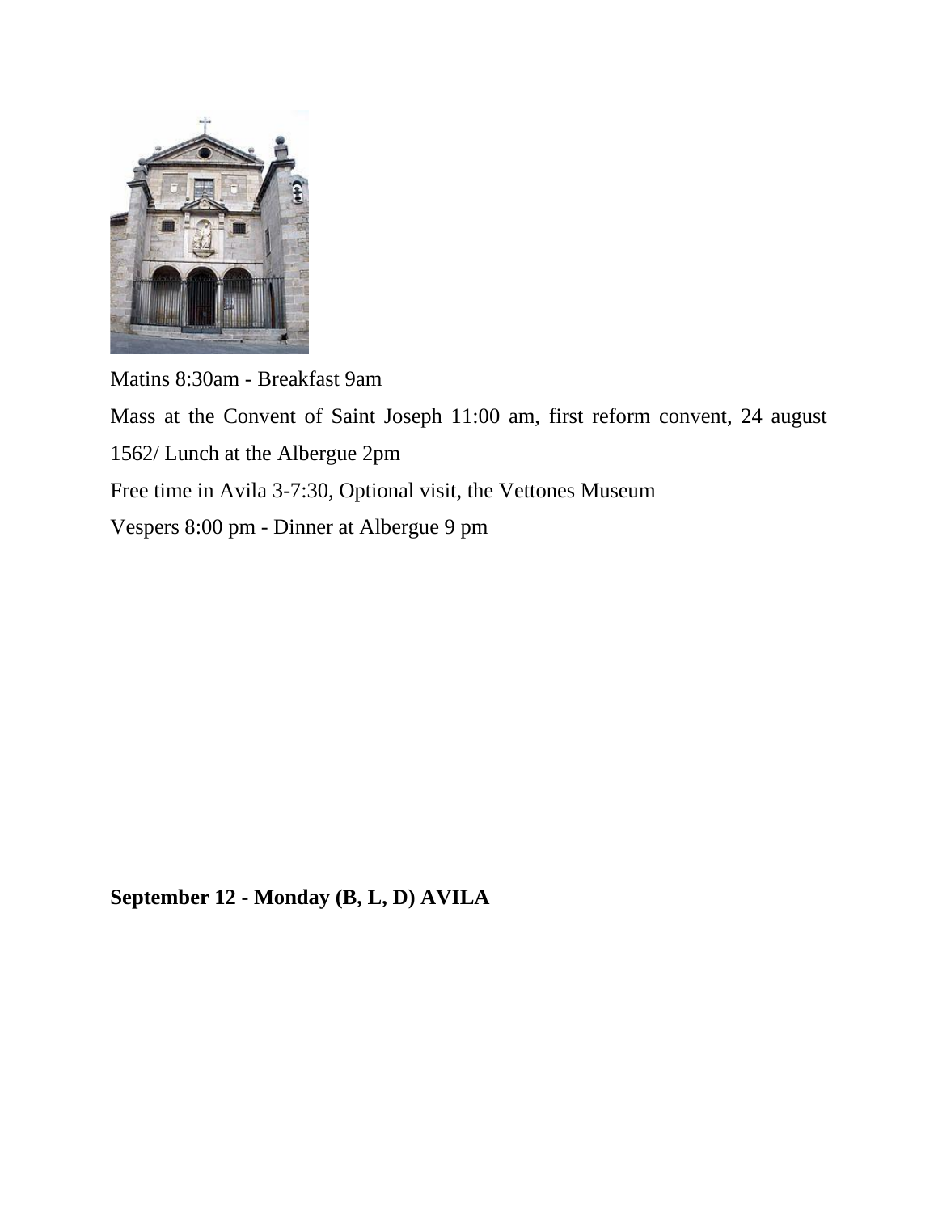Matins 8:30am - Breakfast 9am

Mass at the Convent of Saint Joseph 11:00 am, first reform convent, 24 august 1562/ Lunch at the Albergue 2pm

Free time in Avila 3-7:30, Optional visit, the Vettones Museum

Vespers 8:00 pm - Dinner at Albergue 9 pm

**September 12 - Monday (B, L, D) AVILA**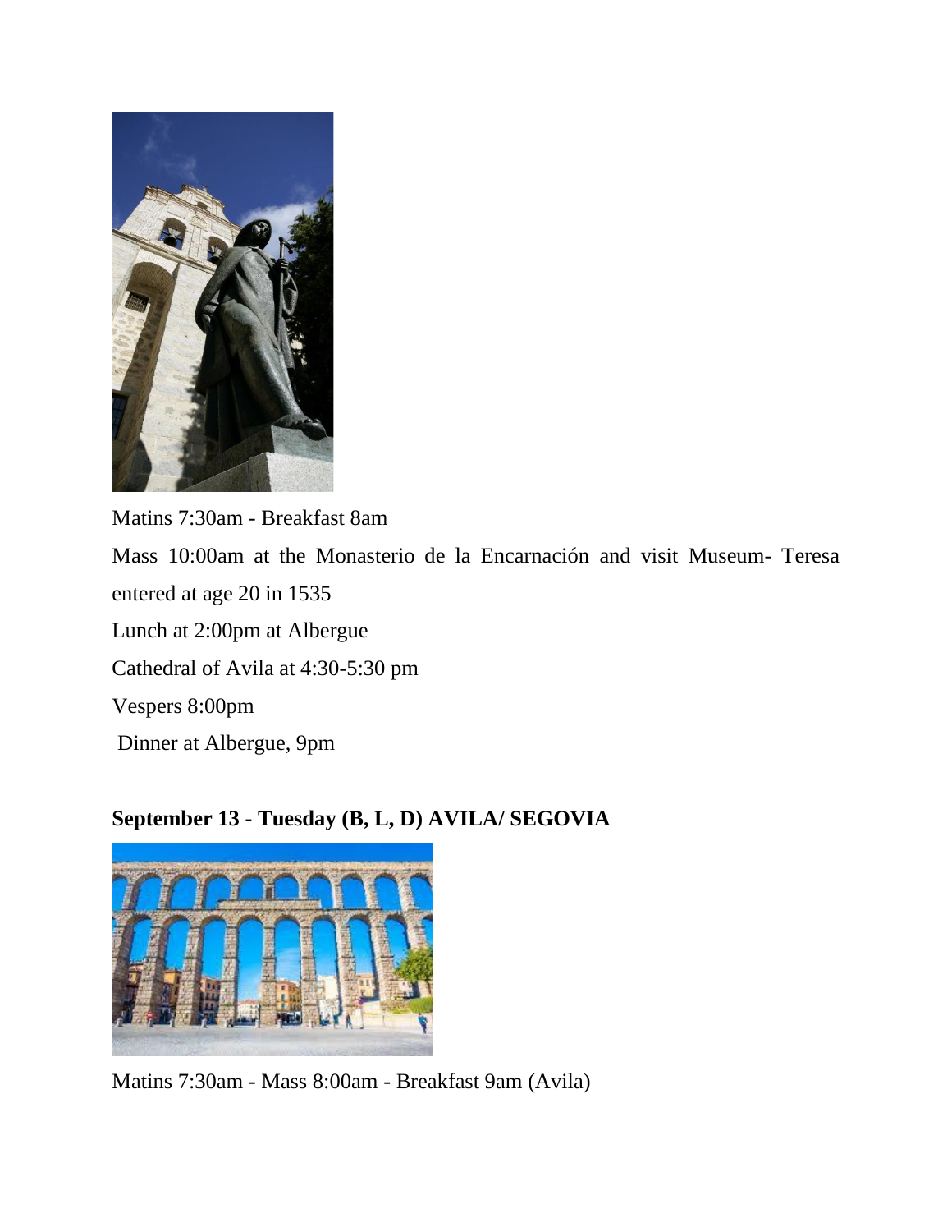Matins 7:30am - Breakfast 8am

Mass 10:00am at the Monasterio de la Encarnación and visit Museum- Teresa entered at age 20 in 1535

Lunch at 2:00pm at Albergue

Cathedral of Avila at 4:30-5:30 pm

Vespers 8:00pm

Dinner at Albergue, 9pm

**September 13 - Tuesday (B, L, D) AVILA/ SEGOVIA**

Matins 7:30am - Mass 8:00am - Breakfast 9am (Avila)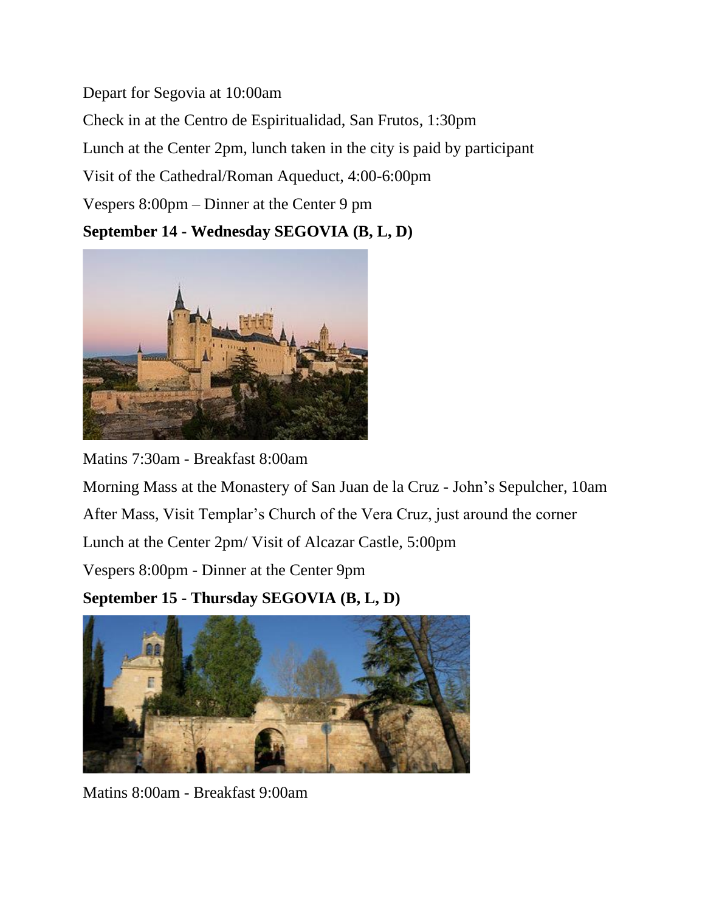Depart for Segovia at 10:00am

Check in at the Centro de Espiritualidad, San Frutos, 1:30pm

Lunch at the Center 2pm, lunch taken in the city is paid by participant

Visit of the Cathedral/Roman Aqueduct, 4:00-6:00pm

Vespers 8:00pm – Dinner at the Center 9 pm

**September 14 - Wednesday SEGOVIA (B, L, D)**

Matins 7:30am - Breakfast 8:00am

Morning Mass at the Monastery of San Juan de la Cruz - John's Sepulcher, 10am

After Mass, Visit Templar's Church of the Vera Cruz, just around the corner

Lunch at the Center 2pm/ Visit of Alcazar Castle, 5:00pm

Vespers 8:00pm - Dinner at the Center 9pm

**September 15 - Thursday SEGOVIA (B, L, D)**

Matins 8:00am - Breakfast 9:00am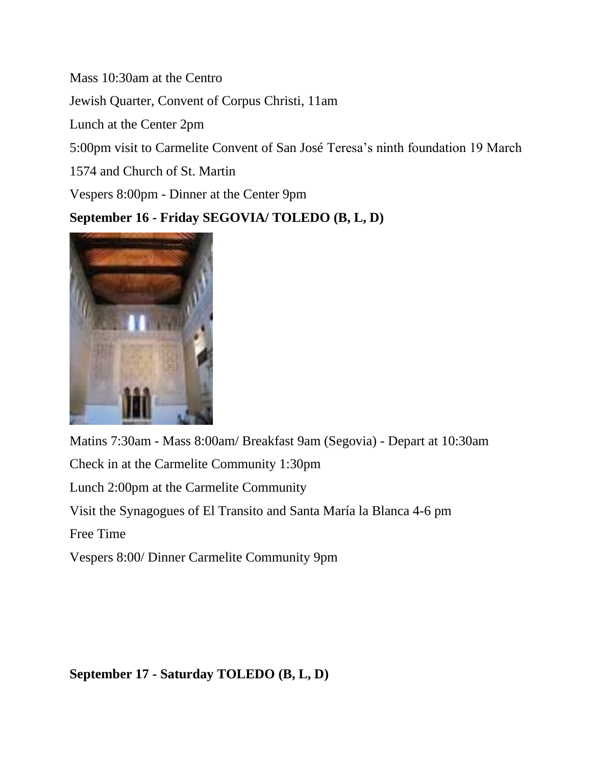Mass 10:30am at the Centro

Jewish Quarter, Convent of Corpus Christi, 11am

Lunch at the Center 2pm

5:00pm visit to Carmelite Convent of San José Teresa’s ninth foundation 19 March 1574 and Church of St. Martin

Vespers 8:00pm - Dinner at the Center 9pm

**September 16 - Friday SEGOVIA/ TOLEDO (B, L, D)**

Matins 7:30am - Mass 8:00am/ Breakfast 9am (Segovia) - Depart at 10:30am

Check in at the Carmelite Community 1:30pm

Lunch 2:00pm at the Carmelite Community

Visit the Synagogues of El Transito and Santa María la Blanca 4-6 pm

Free Time

Vespers 8:00/ Dinner Carmelite Community 9pm

**September 17 - Saturday TOLEDO (B, L, D)**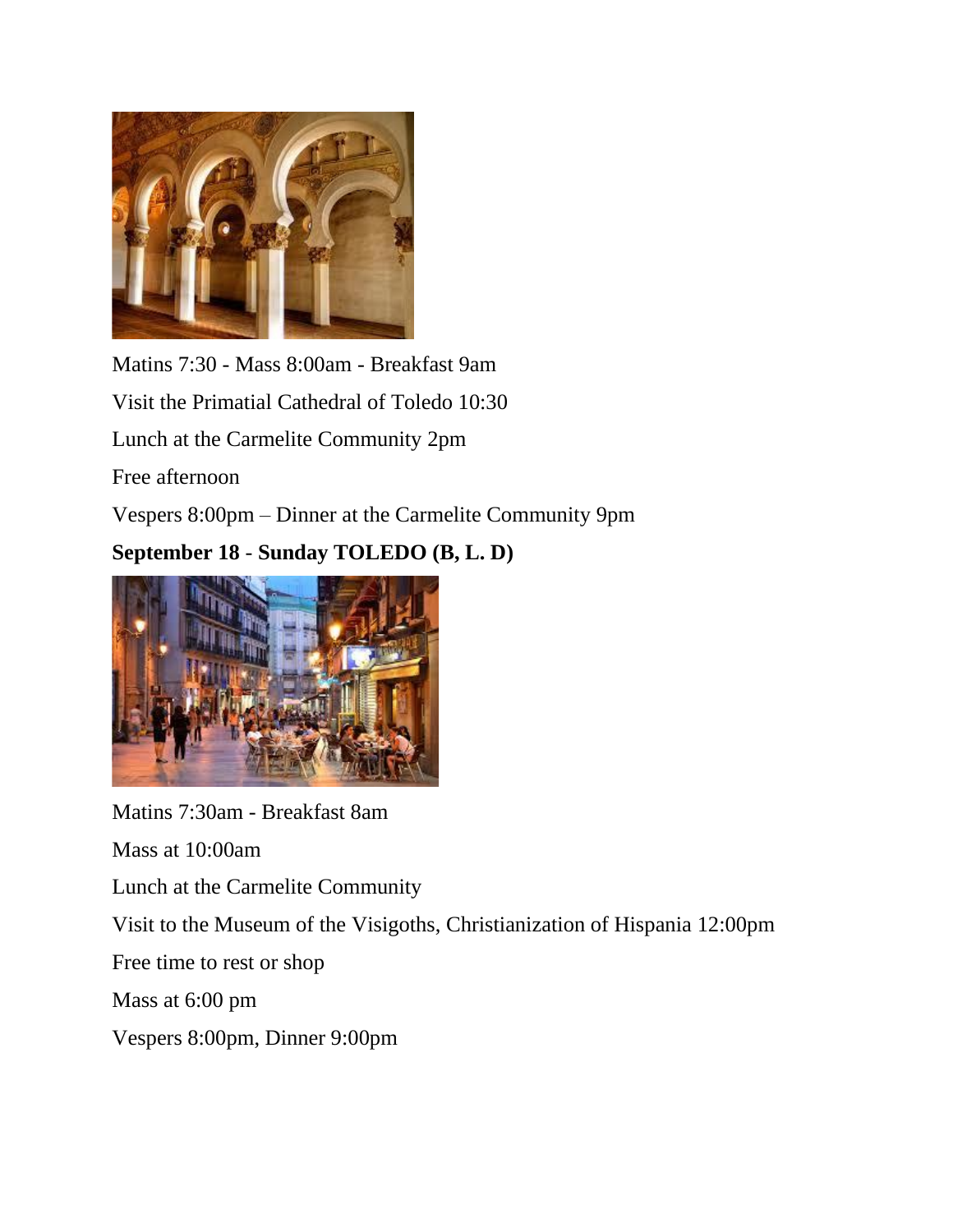Matins 7:30 - Mass 8:00am - Breakfast 9am

Visit the Primatial Cathedral of Toledo 10:30

Lunch at the Carmelite Community 2pm

Free afternoon

Vespers 8:00pm – Dinner at the Carmelite Community 9pm

**September 18 - Sunday TOLEDO (B, L. D)**

Matins 7:30am - Breakfast 8am

Mass at 10:00am

Lunch at the Carmelite Community

Visit to the Museum of the Visigoths, Christianization of Hispania 12:00pm

Free time to rest or shop

Mass at 6:00 pm

Vespers 8:00pm, Dinner 9:00pm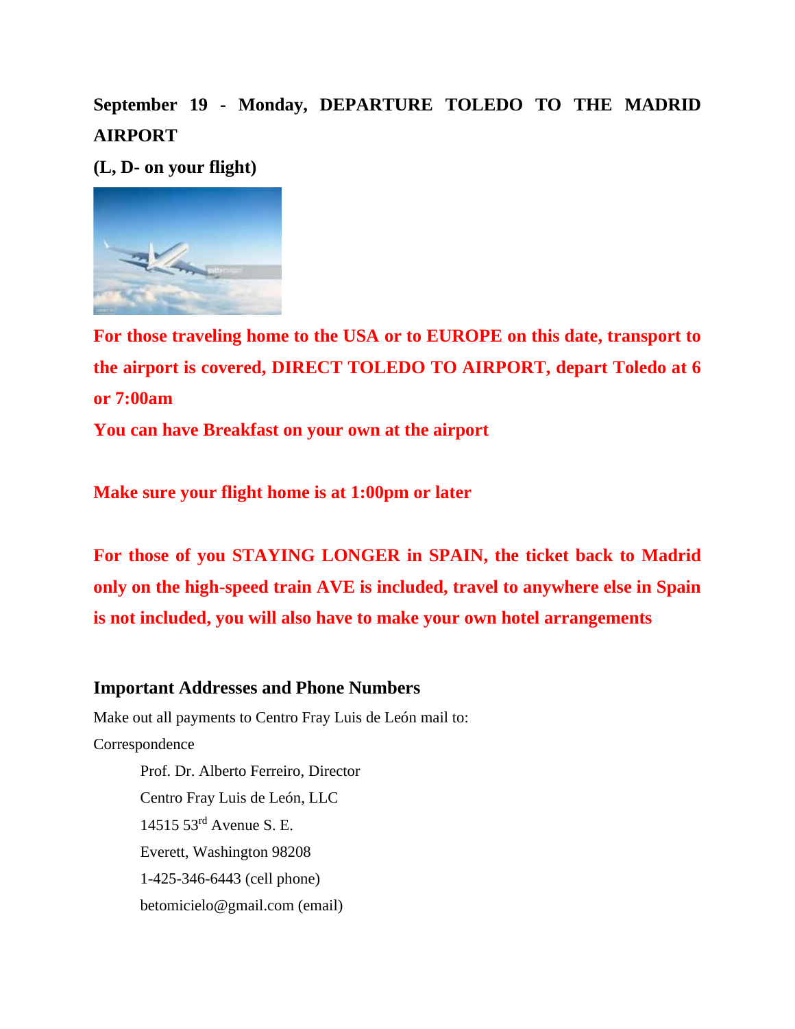**September 19 - Monday, DEPARTURE TOLEDO TO THE MADRID AIRPORT**

**(L, D- on your flight)**

**For those traveling home to the USA or to EUROPE on this date, transport to the airport is covered, DIRECT TOLEDO TO AIRPORT, depart Toledo at 6 or 7:00am**

**You can have Breakfast on your own at the airport**

**Make sure your flight home is at 1:00pm or later**

**For those of you STAYING LONGER in SPAIN, the ticket back to Madrid only on the high-speed train AVE is included, travel to anywhere else in Spain is not included, you will also have to make your own hotel arrangements**

### Important Addresses and Phone Numbers

Make out all payments to Centro Fray Luis de León mail to:

Correspondence

> Prof. Dr. Alberto Ferreiro, Director
> Centro Fray Luis de León, LLC
> 14515 53rd Avenue S. E.
> Everett, Washington 98208
> 1-425-346-6443 (cell phone)
> betomicielo@gmail.com (email)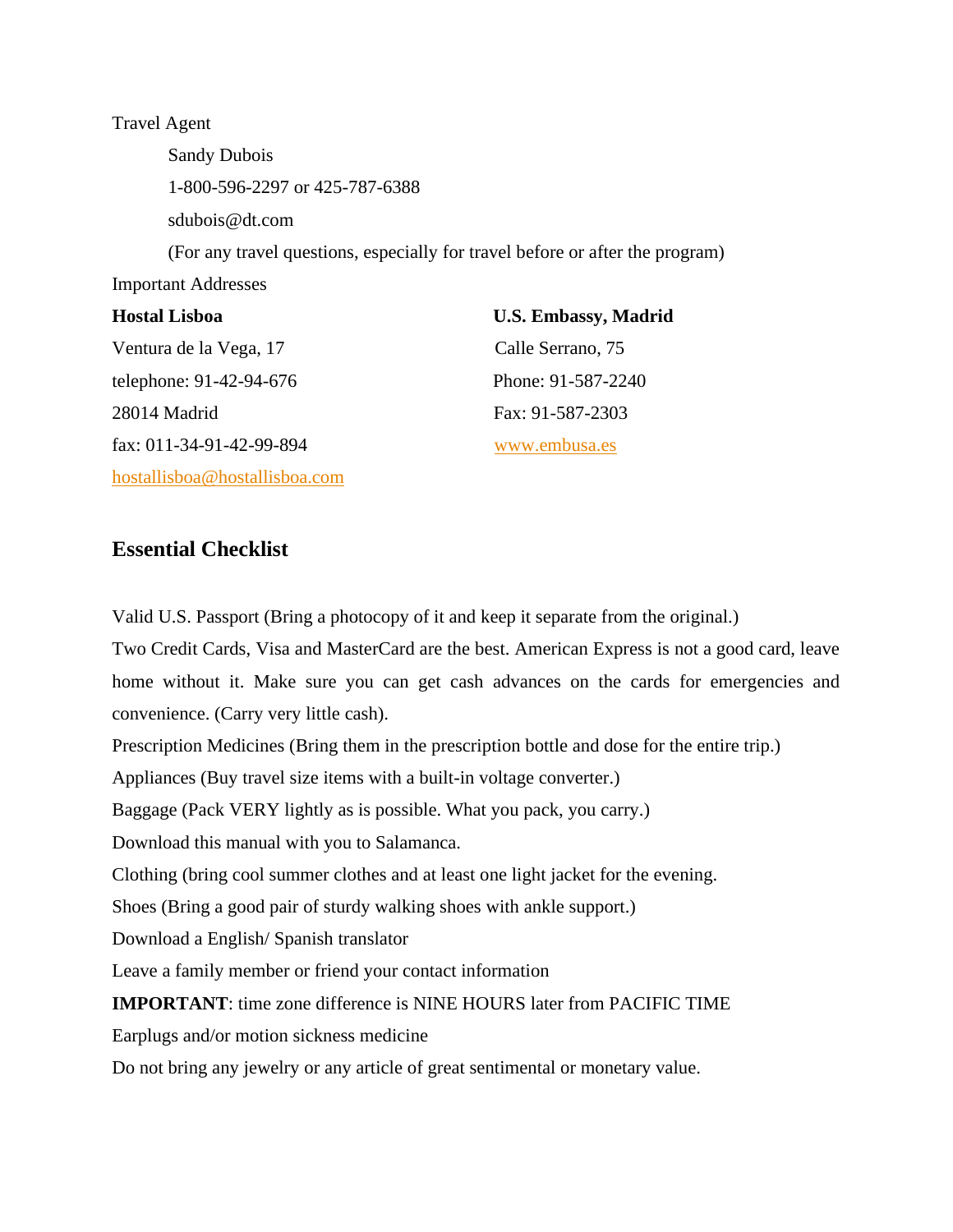Travel Agent

Sandy Dubois

1-800-596-2297 or 425-787-6388

sdubois@dt.com

(For any travel questions, especially for travel before or after the program)

Important Addresses

**Hostal Lisboa**

Ventura de la Vega, 17

telephone: 91-42-94-676

28014 Madrid

fax: 011-34-91-42-99-894

hostallisboa@hostallisboa.com

**U.S. Embassy, Madrid**

Calle Serrano, 75

Phone: 91-587-2240

Fax: 91-587-2303

www.embusa.es

## Essential Checklist

Valid U.S. Passport (Bring a photocopy of it and keep it separate from the original.)

Two Credit Cards, Visa and MasterCard are the best. American Express is not a good card, leave home without it. Make sure you can get cash advances on the cards for emergencies and convenience. (Carry very little cash).

Prescription Medicines (Bring them in the prescription bottle and dose for the entire trip.)

Appliances (Buy travel size items with a built-in voltage converter.)

Baggage (Pack VERY lightly as is possible. What you pack, you carry.)

Download this manual with you to Salamanca.

Clothing (bring cool summer clothes and at least one light jacket for the evening.

Shoes (Bring a good pair of sturdy walking shoes with ankle support.)

Download a English/ Spanish translator

Leave a family member or friend your contact information

**IMPORTANT**: time zone difference is NINE HOURS later from PACIFIC TIME

Earplugs and/or motion sickness medicine

Do not bring any jewelry or any article of great sentimental or monetary value.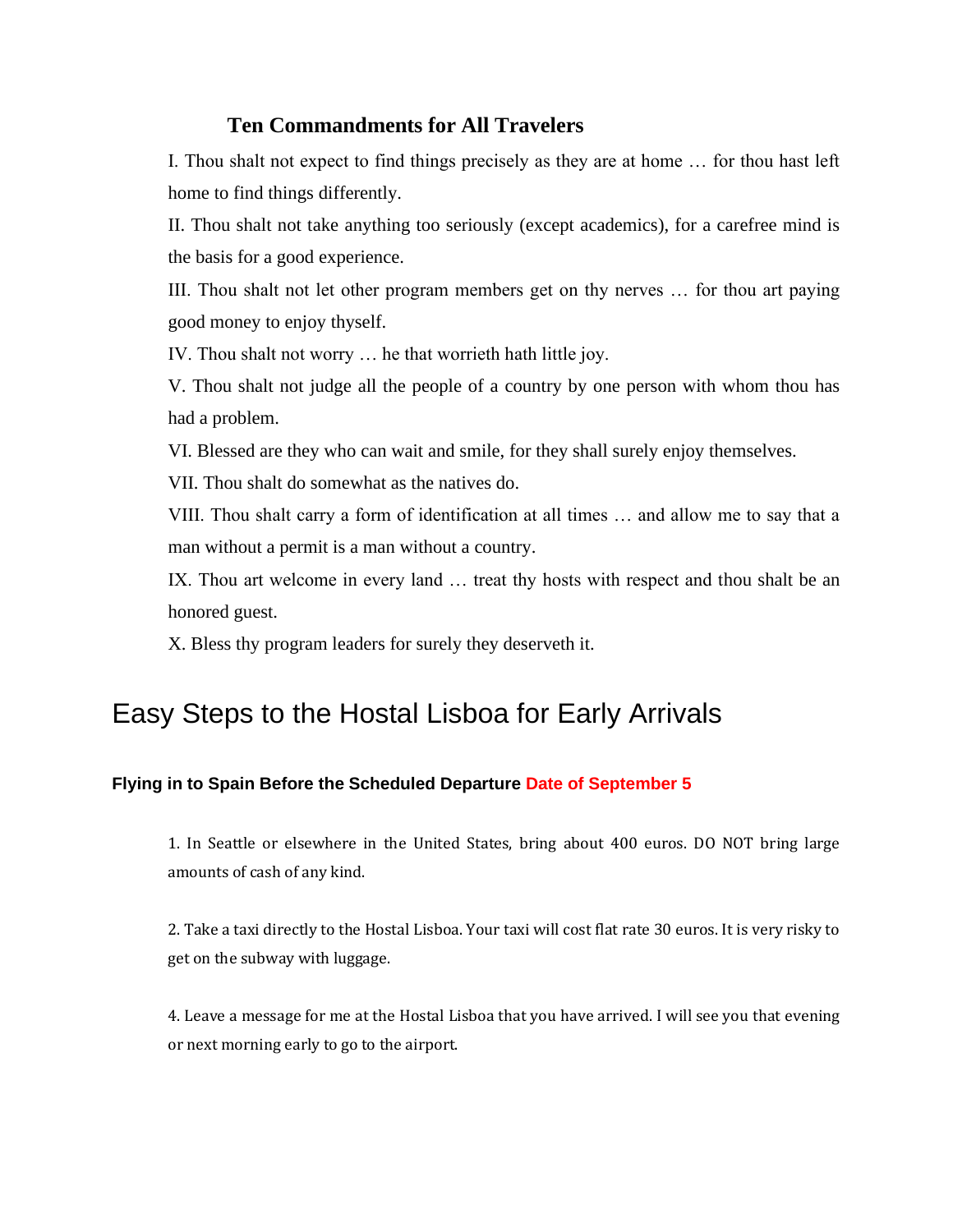## Ten Commandments for All Travelers

I. Thou shalt not expect to find things precisely as they are at home … for thou hast left home to find things differently.

II. Thou shalt not take anything too seriously (except academics), for a carefree mind is the basis for a good experience.

III. Thou shalt not let other program members get on thy nerves … for thou art paying good money to enjoy thyself.

IV. Thou shalt not worry … he that worrieth hath little joy.

V. Thou shalt not judge all the people of a country by one person with whom thou has had a problem.

VI. Blessed are they who can wait and smile, for they shall surely enjoy themselves.

VII. Thou shalt do somewhat as the natives do.

VIII. Thou shalt carry a form of identification at all times … and allow me to say that a man without a permit is a man without a country.

IX. Thou art welcome in every land … treat thy hosts with respect and thou shalt be an honored guest.

X. Bless thy program leaders for surely they deserveth it.

# Easy Steps to the Hostal Lisboa for Early Arrivals

### Flying in to Spain Before the Scheduled Departure Date of September 5

1. In Seattle or elsewhere in the United States, bring about 400 euros. DO NOT bring large amounts of cash of any kind.

2. Take a taxi directly to the Hostal Lisboa. Your taxi will cost flat rate 30 euros. It is very risky to get on the subway with luggage.

4. Leave a message for me at the Hostal Lisboa that you have arrived. I will see you that evening or next morning early to go to the airport.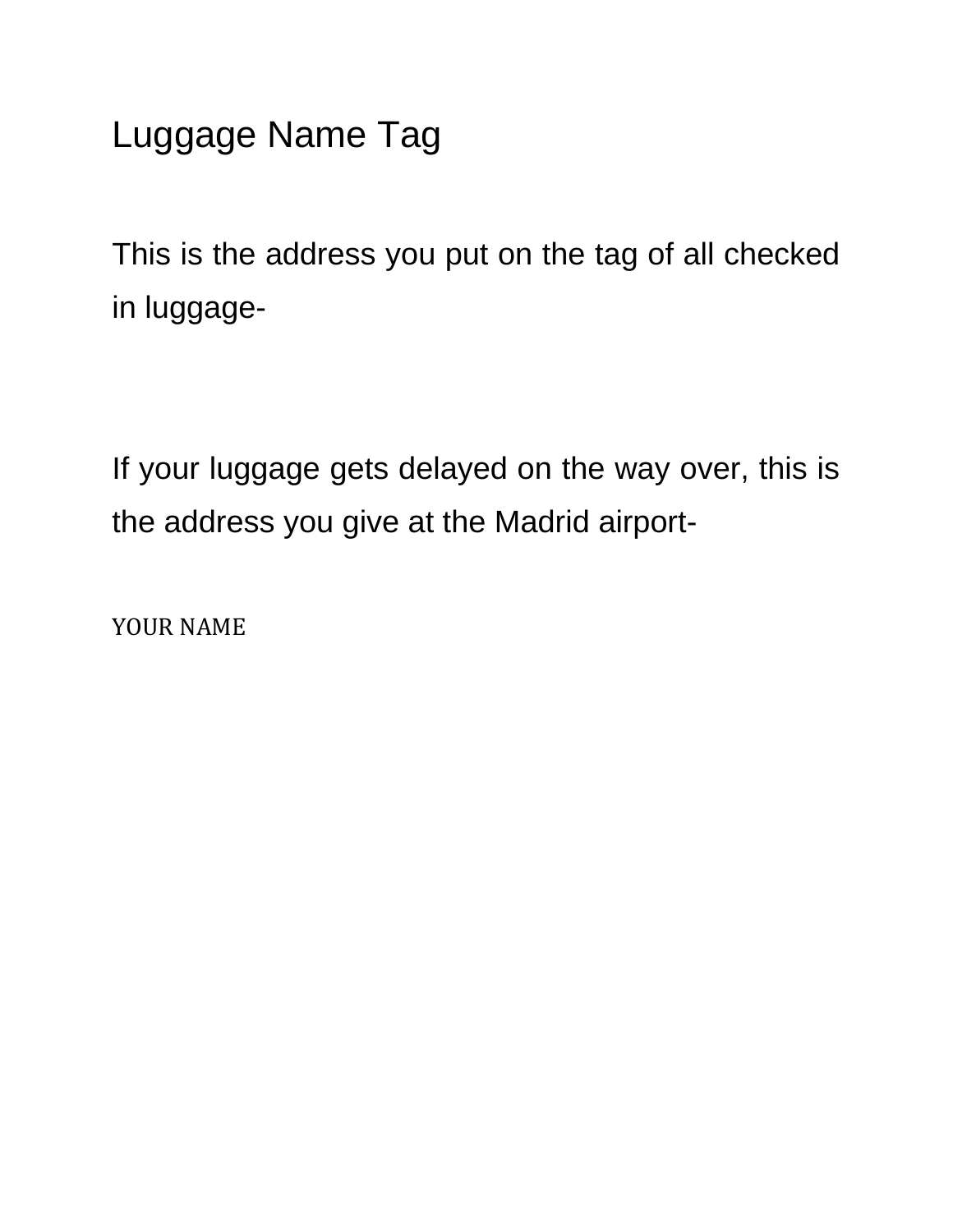# Luggage Name Tag

This is the address you put on the tag of all checked in luggage-

If your luggage gets delayed on the way over, this is the address you give at the Madrid airport-

YOUR NAME